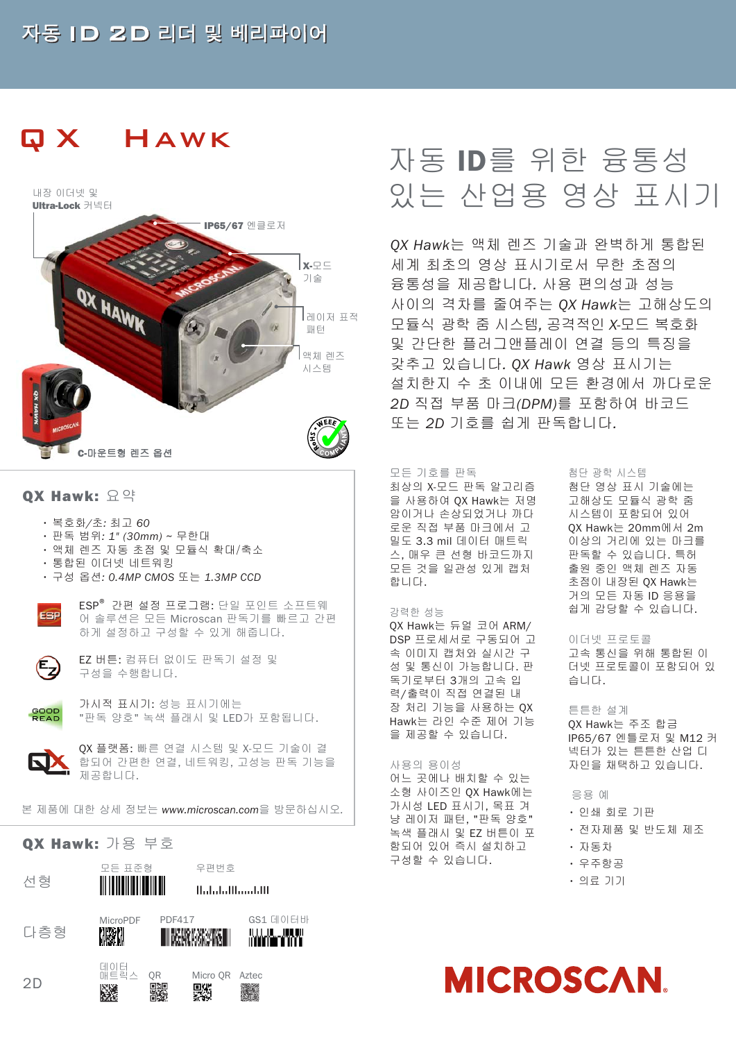# 자동 ID 2D 리더 및 베리파이어

# QX HAWK

내장 이더넷 및 **Ultra-Lock** 커넥터

**IP65/67** 엔클로저

**X-**모드 기술

레이저 표적 패턴

액체 렌즈 시스템

**C-**마운트형 렌즈 옵션

## 자동 ID를 위한 융통성 있는 산업용 영상 표시기

*QX Hawk*는 액체 렌즈 기술과 완벽하게 통합된 세계 최초의 영상 표시기로서 무한 초점의 융통성을 제공합니다. 사용 편의성과 성능 사이의 격차를 줄여주는 *QX Hawk*는 고해상도의 모듈식 광학 줌 시스템, 공격적인 *X*-모드 복호화 및 간단한 플러그앤플레이 연결 등의 특징을 갖추고 있습니다. *QX Hawk* 영상 표시기는 설치한지 수 초 이내에 모든 환경에서 까다로운 *2D* 직접 부품 마크*(DPM)*를 포함하여 바코드 또는 *2D* 기호를 쉽게 판독합니다.

## QX Hawk: 요약

- 복호화/초: 최고 *60*
- 판독 범위: *1" (30mm) ~* 무한대
- 액체 렌즈 자동 초점 및 모듈식 확대/축소
- 통합된 이더넷 네트워킹
- 구성 옵션: *0.4MP CMOS* 또는 *1.3MP CCD*

ESP[®] 간편 설정 프로그램: 단일 포인트 소프트웨어 솔루션은 모든 Microscan 판독기를 빠르고 간편하게 설정하고 구성할 수 있게 해줍니다.

EZ 버튼: 컴퓨터 없이도 판독기 설정 및 구성을 수행합니다.

가시적 표시기: 성능 표시기에는 "판독 양호" 녹색 플래시 및 LED가 포함됩니다.

QX 플랫폼: 빠른 연결 시스템 및 X-모드 기술이 결합되어 간편한 연결, 네트워킹, 고성능 판독 기능을 제공합니다.

본 제품에 대한 상세 정보는 *www.microscan.com*을 방문하십시오.

## QX Hawk: 가용 부호

| | | | |
|---|---|---|---|
| 선형 | 모든 표준형 | 우편번호 | |
| 다층형 | MicroPDF | PDF417 | GS1 데이터바 |
| 2D | 데이터 매트릭스 | QR | Micro QR, Aztec |

### 모든 기호를 판독

최상의 X-모드 판독 알고리즘을 사용하여 QX Hawk는 저명암이거나 손상되었거나 까다로운 직접 부품 마크에서 고밀도 3.3 mil 데이터 매트릭스, 매우 큰 선형 바코드까지 모든 것을 일관성 있게 캡처합니다.

### 강력한 성능

QX Hawk는 듀얼 코어 ARM/DSP 프로세서로 구동되어 고속 이미지 캡처와 실시간 구성 및 통신이 가능합니다. 판독기로부터 3개의 고속 입력/출력이 직접 연결된 내장 처리 기능을 사용하는 QX Hawk는 라인 수준 제어 기능을 제공할 수 있습니다.

### 사용의 용이성

어느 곳에나 배치할 수 있는 소형 사이즈인 QX Hawk에는 가시성 LED 표시기, 목표 겨냥 레이저 패턴, "판독 양호" 녹색 플래시 및 EZ 버튼이 포함되어 있어 즉시 설치하고 구성할 수 있습니다.

### 첨단 광학 시스템

첨단 영상 표시 기술에는 고해상도 모듈식 광학 줌 시스템이 포함되어 있어 QX Hawk는 20mm에서 2m 이상의 거리에 있는 마크를 판독할 수 있습니다. 특허 출원 중인 액체 렌즈 자동 초점이 내장된 QX Hawk는 거의 모든 자동 ID 응용을 쉽게 감당할 수 있습니다.

### 이더넷 프로토콜

고속 통신을 위해 통합된 이더넷 프로토콜이 포함되어 있습니다.

### 튼튼한 설계

QX Hawk는 주조 합금 IP65/67 엔틀로저 및 M12 커넥터가 있는 튼튼한 산업 디자인을 채택하고 있습니다.

### 응용 예

- 인쇄 회로 기판
- 전자제품 및 반도체 제조
- 자동차
- 우주항공
- 의료 기기

MICROSCAN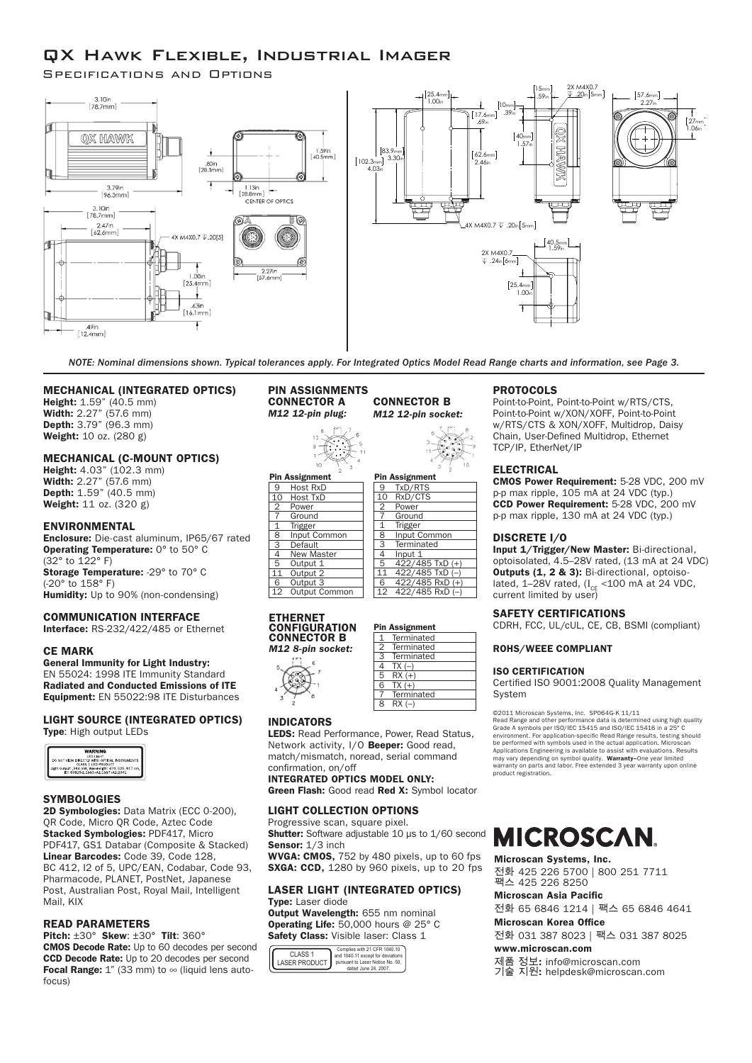# QX Hawk Flexible, Industrial Imager

## Specifications and Options

*NOTE: Nominal dimensions shown. Typical tolerances apply. For Integrated Optics Model Read Range charts and information, see Page 3.*

### MECHANICAL (INTEGRATED OPTICS)

**Height:** 1.59" (40.5 mm)
**Width:** 2.27" (57.6 mm)
**Depth:** 3.79" (96.3 mm)
**Weight:** 10 oz. (280 g)

### MECHANICAL (C-MOUNT OPTICS)

**Height:** 4.03" (102.3 mm)
**Width:** 2.27" (57.6 mm)
**Depth:** 1.59" (40.5 mm)
**Weight:** 11 oz. (320 g)

### ENVIRONMENTAL

**Enclosure:** Die-cast aluminum, IP65/67 rated
**Operating Temperature:** 0° to 50° C (32° to 122° F)
**Storage Temperature:** -29° to 70° C (-20° to 158° F)
**Humidity:** Up to 90% (non-condensing)

### COMMUNICATION INTERFACE

**Interface:** RS-232/422/485 or Ethernet

### CE MARK

**General Immunity for Light Industry:** EN 55024: 1998 ITE Immunity Standard
**Radiated and Conducted Emissions of ITE Equipment:** EN 55022:98 ITE Disturbances

### LIGHT SOURCE (INTEGRATED OPTICS)

**Type**: High output LEDs

### SYMBOLOGIES

**2D Symbologies:** Data Matrix (ECC 0-200), QR Code, Micro QR Code, Aztec Code
**Stacked Symbologies:** PDF417, Micro PDF417, GS1 Databar (Composite & Stacked)
**Linear Barcodes:** Code 39, Code 128, BC 412, I2 of 5, UPC/EAN, Codabar, Code 93, Pharmacode, PLANET, PostNet, Japanese Post, Australian Post, Royal Mail, Intelligent Mail, KIX

### READ PARAMETERS

**Pitch:** ±30° **Skew**: ±30° **Tilt**: 360°
**CMOS Decode Rate:** Up to 60 decodes per second
**CCD Decode Rate:** Up to 20 decodes per second
**Focal Range:** 1" (33 mm) to ∞ (liquid lens autofocus)

### PIN ASSIGNMENTS

**CONNECTOR A** *M12 12-pin plug:*

| Pin | Assignment |
|---|---|
| 9 | Host RxD |
| 10 | Host TxD |
| 2 | Power |
| 7 | Ground |
| 1 | Trigger |
| 8 | Input Common |
| 3 | Default |
| 4 | New Master |
| 5 | Output 1 |
| 11 | Output 2 |
| 6 | Output 3 |
| 12 | Output Common |

**CONNECTOR B** *M12 12-pin socket:*

| Pin | Assignment |
|---|---|
| 9 | TxD/RTS |
| 10 | RxD/CTS |
| 2 | Power |
| 7 | Ground |
| 1 | Trigger |
| 8 | Input Common |
| 3 | Terminated |
| 4 | Input 1 |
| 5 | 422/485 TxD (+) |
| 11 | 422/485 TxD (–) |
| 6 | 422/485 RxD (+) |
| 12 | 422/485 RxD (–) |

**ETHERNET CONFIGURATION CONNECTOR B** *M12 8-pin socket:*

| Pin | Assignment |
|---|---|
| 1 | Terminated |
| 2 | Terminated |
| 3 | Terminated |
| 4 | TX (–) |
| 5 | RX (+) |
| 6 | TX (+) |
| 7 | Terminated |
| 8 | RX (–) |

### INDICATORS

**LEDS:** Read Performance, Power, Read Status, Network activity, I/O **Beeper:** Good read, match/mismatch, noread, serial command confirmation, on/off
**INTEGRATED OPTICS MODEL ONLY:**
**Green Flash:** Good read **Red X:** Symbol locator

### LIGHT COLLECTION OPTIONS

Progressive scan, square pixel.
**Shutter:** Software adjustable 10 µs to 1/60 second
**Sensor:** 1/3 inch
**WVGA: CMOS,** 752 by 480 pixels, up to 60 fps
**SXGA: CCD,** 1280 by 960 pixels, up to 20 fps

### LASER LIGHT (INTEGRATED OPTICS)

**Type:** Laser diode
**Output Wavelength:** 655 nm nominal
**Operating Life:** 50,000 hours @ 25° C
**Safety Class:** Visible laser: Class 1

CLASS 1 LASER PRODUCT — Complies with 21 CFR 1040.10 and 1040.11 except for deviations pursuant to Laser Notice No. 50, dated June 24, 2007.

### PROTOCOLS

Point-to-Point, Point-to-Point w/RTS/CTS, Point-to-Point w/XON/XOFF, Point-to-Point w/RTS/CTS & XON/XOFF, Multidrop, Daisy Chain, User-Defined Multidrop, Ethernet TCP/IP, EtherNet/IP

### ELECTRICAL

**CMOS Power Requirement:** 5-28 VDC, 200 mV p-p max ripple, 105 mA at 24 VDC (typ.)
**CCD Power Requirement:** 5-28 VDC, 200 mV p-p max ripple, 130 mA at 24 VDC (typ.)

### DISCRETE I/O

**Input 1/Trigger/New Master:** Bi-directional, optoisolated, 4.5–28V rated, (13 mA at 24 VDC)
**Outputs (1, 2 & 3):** Bi-directional, optoisolated, 1–28V rated, ($I_{CE}$ <100 mA at 24 VDC, current limited by user)

### SAFETY CERTIFICATIONS

CDRH, FCC, UL/cUL, CE, CB, BSMI (compliant)

### ROHS/WEEE COMPLIANT

### ISO CERTIFICATION

Certified ISO 9001:2008 Quality Management System

©2011 Microscan Systems, Inc. SP064G-K 11/11
Read Range and other performance data is determined using high quality Grade A symbols per ISO/IEC 15415 and ISO/IEC 15416 in a 25° C environment. For application-specific Read Range results, testing should be performed with symbols used in the actual application. Microscan Applications Engineering is available to assist with evaluations. Results may vary depending on symbol quality. **Warranty–**One year limited warranty on parts and labor. Free extended 3 year warranty upon online product registration.

**MICROSCAN.**

**Microscan Systems, Inc.**
전화 425 226 5700 | 800 251 7711
팩스 425 226 8250

**Microscan Asia Pacific**
전화 65 6846 1214 | 팩스 65 6846 4641

**Microscan Korea Office**
전화 031 387 8023 | 팩스 031 387 8025

**www.microscan.com**

제품 정보**:** info@microscan.com
기술 지원**:** helpdesk@microscan.com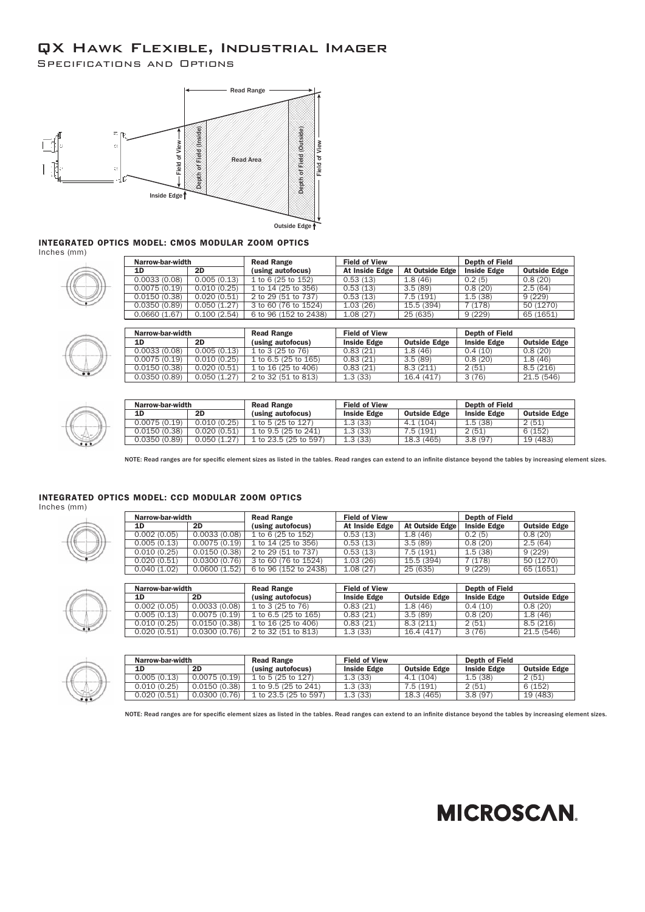# QX Hawk Flexible, Industrial Imager

## Specifications and Options

Read Range
Field of View
Depth of Field (Inside)
Read Area
Depth of Field (Outside)
Field of View
Inside Edge
Outside Edge

### INTEGRATED OPTICS MODEL: CMOS MODULAR ZOOM OPTICS

Inches (mm)

| Narrow-bar-width | | Read Range | Field of View | | Depth of Field | |
|---|---|---|---|---|---|---|
| 1D | 2D | (using autofocus) | At Inside Edge | At Outside Edge | Inside Edge | Outside Edge |
| 0.0033 (0.08) | 0.005 (0.13) | 1 to 6 (25 to 152) | 0.53 (13) | 1.8 (46) | 0.2 (5) | 0.8 (20) |
| 0.0075 (0.19) | 0.010 (0.25) | 1 to 14 (25 to 356) | 0.53 (13) | 3.5 (89) | 0.8 (20) | 2.5 (64) |
| 0.0150 (0.38) | 0.020 (0.51) | 2 to 29 (51 to 737) | 0.53 (13) | 7.5 (191) | 1.5 (38) | 9 (229) |
| 0.0350 (0.89) | 0.050 (1.27) | 3 to 60 (76 to 1524) | 1.03 (26) | 15.5 (394) | 7 (178) | 50 (1270) |
| 0.0660 (1.67) | 0.100 (2.54) | 6 to 96 (152 to 2438) | 1.08 (27) | 25 (635) | 9 (229) | 65 (1651) |

| Narrow-bar-width | | Read Range | Field of View | | Depth of Field | |
|---|---|---|---|---|---|---|
| 1D | 2D | (using autofocus) | Inside Edge | Outside Edge | Inside Edge | Outside Edge |
| 0.0033 (0.08) | 0.005 (0.13) | 1 to 3 (25 to 76) | 0.83 (21) | 1.8 (46) | 0.4 (10) | 0.8 (20) |
| 0.0075 (0.19) | 0.010 (0.25) | 1 to 6.5 (25 to 165) | 0.83 (21) | 3.5 (89) | 0.8 (20) | 1.8 (46) |
| 0.0150 (0.38) | 0.020 (0.51) | 1 to 16 (25 to 406) | 0.83 (21) | 8.3 (211) | 2 (51) | 8.5 (216) |
| 0.0350 (0.89) | 0.050 (1.27) | 2 to 32 (51 to 813) | 1.3 (33) | 16.4 (417) | 3 (76) | 21.5 (546) |

| Narrow-bar-width | | Read Range | Field of View | | Depth of Field | |
|---|---|---|---|---|---|---|
| 1D | 2D | (using autofocus) | Inside Edge | Outside Edge | Inside Edge | Outside Edge |
| 0.0075 (0.19) | 0.010 (0.25) | 1 to 5 (25 to 127) | 1.3 (33) | 4.1 (104) | 1.5 (38) | 2 (51) |
| 0.0150 (0.38) | 0.020 (0.51) | 1 to 9.5 (25 to 241) | 1.3 (33) | 7.5 (191) | 2 (51) | 6 (152) |
| 0.0350 (0.89) | 0.050 (1.27) | 1 to 23.5 (25 to 597) | 1.3 (33) | 18.3 (465) | 3.8 (97) | 19 (483) |

NOTE: Read ranges are for specific element sizes as listed in the tables. Read ranges can extend to an infinite distance beyond the tables by increasing element sizes.

### INTEGRATED OPTICS MODEL: CCD MODULAR ZOOM OPTICS

Inches (mm)

| Narrow-bar-width | | Read Range | Field of View | | Depth of Field | |
|---|---|---|---|---|---|---|
| 1D | 2D | (using autofocus) | At Inside Edge | At Outside Edge | Inside Edge | Outside Edge |
| 0.002 (0.05) | 0.0033 (0.08) | 1 to 6 (25 to 152) | 0.53 (13) | 1.8 (46) | 0.2 (5) | 0.8 (20) |
| 0.005 (0.13) | 0.0075 (0.19) | 1 to 14 (25 to 356) | 0.53 (13) | 3.5 (89) | 0.8 (20) | 2.5 (64) |
| 0.010 (0.25) | 0.0150 (0.38) | 2 to 29 (51 to 737) | 0.53 (13) | 7.5 (191) | 1.5 (38) | 9 (229) |
| 0.020 (0.51) | 0.0300 (0.76) | 3 to 60 (76 to 1524) | 1.03 (26) | 15.5 (394) | 7 (178) | 50 (1270) |
| 0.040 (1.02) | 0.0600 (1.52) | 6 to 96 (152 to 2438) | 1.08 (27) | 25 (635) | 9 (229) | 65 (1651) |

| Narrow-bar-width | | Read Range | Field of View | | Depth of Field | |
|---|---|---|---|---|---|---|
| 1D | 2D | (using autofocus) | Inside Edge | Outside Edge | Inside Edge | Outside Edge |
| 0.002 (0.05) | 0.0033 (0.08) | 1 to 3 (25 to 76) | 0.83 (21) | 1.8 (46) | 0.4 (10) | 0.8 (20) |
| 0.005 (0.13) | 0.0075 (0.19) | 1 to 6.5 (25 to 165) | 0.83 (21) | 3.5 (89) | 0.8 (20) | 1.8 (46) |
| 0.010 (0.25) | 0.0150 (0.38) | 1 to 16 (25 to 406) | 0.83 (21) | 8.3 (211) | 2 (51) | 8.5 (216) |
| 0.020 (0.51) | 0.0300 (0.76) | 2 to 32 (51 to 813) | 1.3 (33) | 16.4 (417) | 3 (76) | 21.5 (546) |

| Narrow-bar-width | | Read Range | Field of View | | Depth of Field | |
|---|---|---|---|---|---|---|
| 1D | 2D | (using autofocus) | Inside Edge | Outside Edge | Inside Edge | Outside Edge |
| 0.005 (0.13) | 0.0075 (0.19) | 1 to 5 (25 to 127) | 1.3 (33) | 4.1 (104) | 1.5 (38) | 2 (51) |
| 0.010 (0.25) | 0.0150 (0.38) | 1 to 9.5 (25 to 241) | 1.3 (33) | 7.5 (191) | 2 (51) | 6 (152) |
| 0.020 (0.51) | 0.0300 (0.76) | 1 to 23.5 (25 to 597) | 1.3 (33) | 18.3 (465) | 3.8 (97) | 19 (483) |

NOTE: Read ranges are for specific element sizes as listed in the tables. Read ranges can extend to an infinite distance beyond the tables by increasing element sizes.

MICROSCAN.